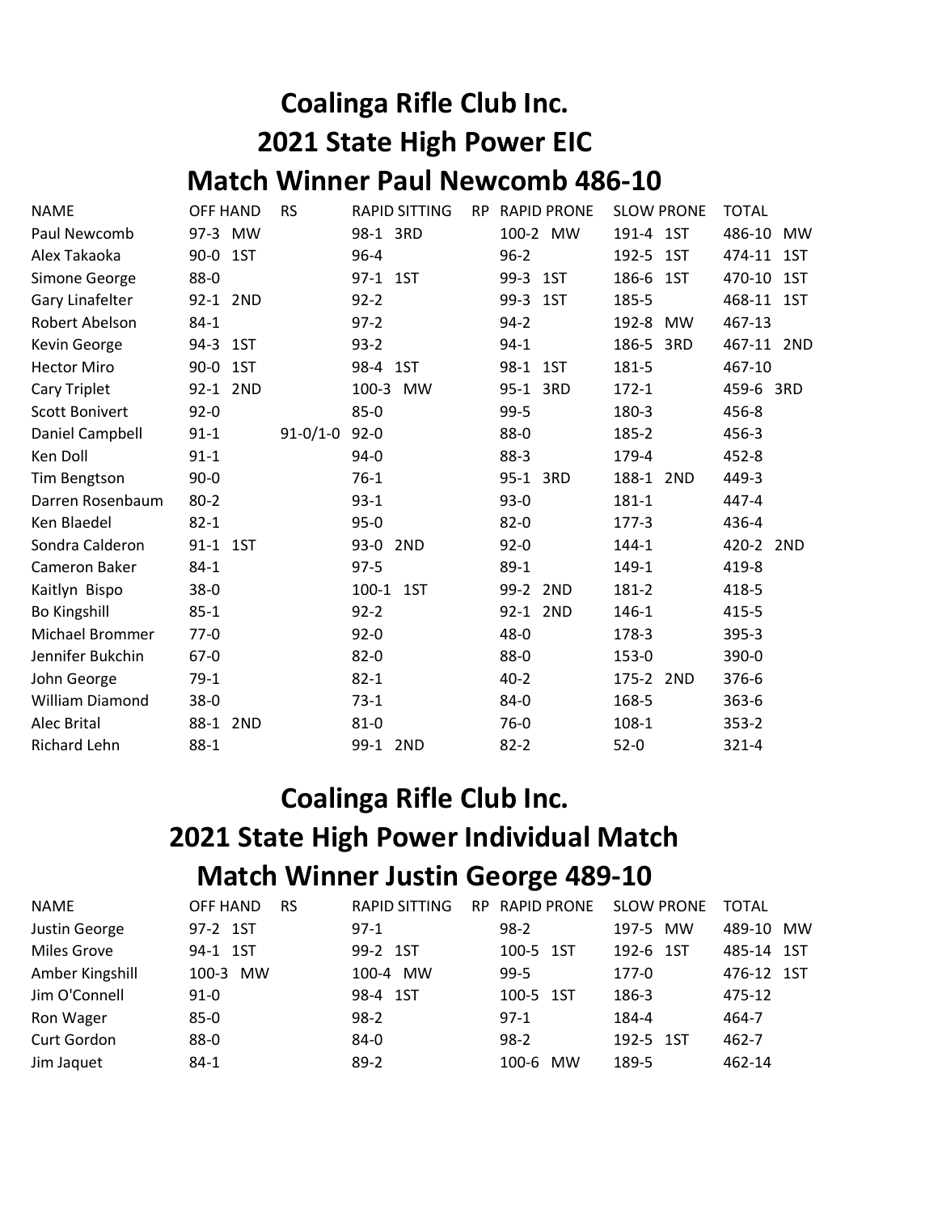# Coalinga Rifle Club Inc.

# 2021 State High Power EIC

# Match Winner Paul Newcomb 486-10

| NAME | OFF HAND | RS | RAPID SITTING | RP | RAPID PRONE | SLOW PRONE | TOTAL |
|---|---|---|---|---|---|---|---|
| Paul Newcomb | 97-3 MW | | 98-1 3RD | | 100-2 MW | 191-4 1ST | 486-10 MW |
| Alex Takaoka | 90-0 1ST | | 96-4 | | 96-2 | 192-5 1ST | 474-11 1ST |
| Simone George | 88-0 | | 97-1 1ST | | 99-3 1ST | 186-6 1ST | 470-10 1ST |
| Gary Linafelter | 92-1 2ND | | 92-2 | | 99-3 1ST | 185-5 | 468-11 1ST |
| Robert Abelson | 84-1 | | 97-2 | | 94-2 | 192-8 MW | 467-13 |
| Kevin George | 94-3 1ST | | 93-2 | | 94-1 | 186-5 3RD | 467-11 2ND |
| Hector Miro | 90-0 1ST | | 98-4 1ST | | 98-1 1ST | 181-5 | 467-10 |
| Cary Triplet | 92-1 2ND | | 100-3 MW | | 95-1 3RD | 172-1 | 459-6 3RD |
| Scott Bonivert | 92-0 | | 85-0 | | 99-5 | 180-3 | 456-8 |
| Daniel Campbell | 91-1 | 91-0/1-0 | 92-0 | | 88-0 | 185-2 | 456-3 |
| Ken Doll | 91-1 | | 94-0 | | 88-3 | 179-4 | 452-8 |
| Tim Bengtson | 90-0 | | 76-1 | | 95-1 3RD | 188-1 2ND | 449-3 |
| Darren Rosenbaum | 80-2 | | 93-1 | | 93-0 | 181-1 | 447-4 |
| Ken Blaedel | 82-1 | | 95-0 | | 82-0 | 177-3 | 436-4 |
| Sondra Calderon | 91-1 1ST | | 93-0 2ND | | 92-0 | 144-1 | 420-2 2ND |
| Cameron Baker | 84-1 | | 97-5 | | 89-1 | 149-1 | 419-8 |
| Kaitlyn Bispo | 38-0 | | 100-1 1ST | | 99-2 2ND | 181-2 | 418-5 |
| Bo Kingshill | 85-1 | | 92-2 | | 92-1 2ND | 146-1 | 415-5 |
| Michael Brommer | 77-0 | | 92-0 | | 48-0 | 178-3 | 395-3 |
| Jennifer Bukchin | 67-0 | | 82-0 | | 88-0 | 153-0 | 390-0 |
| John George | 79-1 | | 82-1 | | 40-2 | 175-2 2ND | 376-6 |
| William Diamond | 38-0 | | 73-1 | | 84-0 | 168-5 | 363-6 |
| Alec Brital | 88-1 2ND | | 81-0 | | 76-0 | 108-1 | 353-2 |
| Richard Lehn | 88-1 | | 99-1 2ND | | 82-2 | 52-0 | 321-4 |

# Coalinga Rifle Club Inc.

# 2021 State High Power Individual Match

# Match Winner Justin George 489-10

| NAME | OFF HAND | RS | RAPID SITTING | RP | RAPID PRONE | SLOW PRONE | TOTAL |
|---|---|---|---|---|---|---|---|
| Justin George | 97-2 1ST | | 97-1 | | 98-2 | 197-5 MW | 489-10 MW |
| Miles Grove | 94-1 1ST | | 99-2 1ST | | 100-5 1ST | 192-6 1ST | 485-14 1ST |
| Amber Kingshill | 100-3 MW | | 100-4 MW | | 99-5 | 177-0 | 476-12 1ST |
| Jim O'Connell | 91-0 | | 98-4 1ST | | 100-5 1ST | 186-3 | 475-12 |
| Ron Wager | 85-0 | | 98-2 | | 97-1 | 184-4 | 464-7 |
| Curt Gordon | 88-0 | | 84-0 | | 98-2 | 192-5 1ST | 462-7 |
| Jim Jaquet | 84-1 | | 89-2 | | 100-6 MW | 189-5 | 462-14 |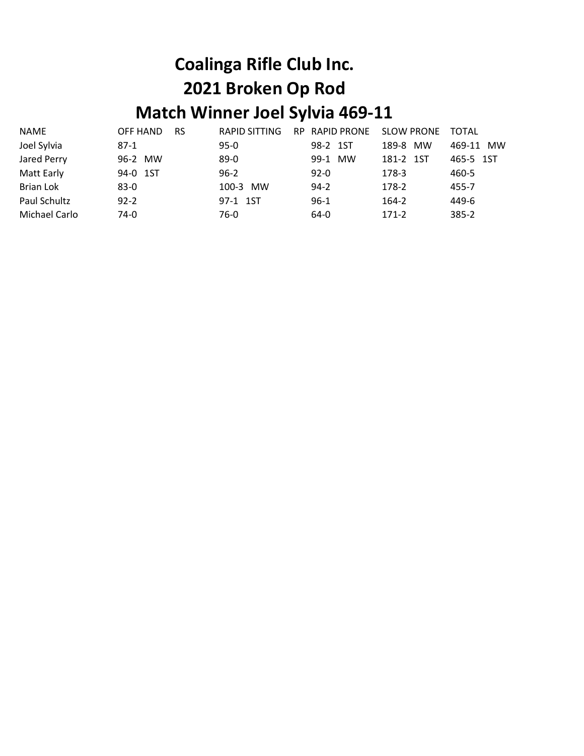# Coalinga Rifle Club Inc.
# 2021 Broken Op Rod
# Match Winner Joel Sylvia 469-11

| NAME | OFF HAND | RS | RAPID SITTING | RP | RAPID PRONE | SLOW PRONE | TOTAL |
|---|---|---|---|---|---|---|---|
| Joel Sylvia | 87-1 | | 95-0 | | 98-2 1ST | 189-8 MW | 469-11 MW |
| Jared Perry | 96-2 MW | | 89-0 | | 99-1 MW | 181-2 1ST | 465-5 1ST |
| Matt Early | 94-0 1ST | | 96-2 | | 92-0 | 178-3 | 460-5 |
| Brian Lok | 83-0 | | 100-3 MW | | 94-2 | 178-2 | 455-7 |
| Paul Schultz | 92-2 | | 97-1 1ST | | 96-1 | 164-2 | 449-6 |
| Michael Carlo | 74-0 | | 76-0 | | 64-0 | 171-2 | 385-2 |